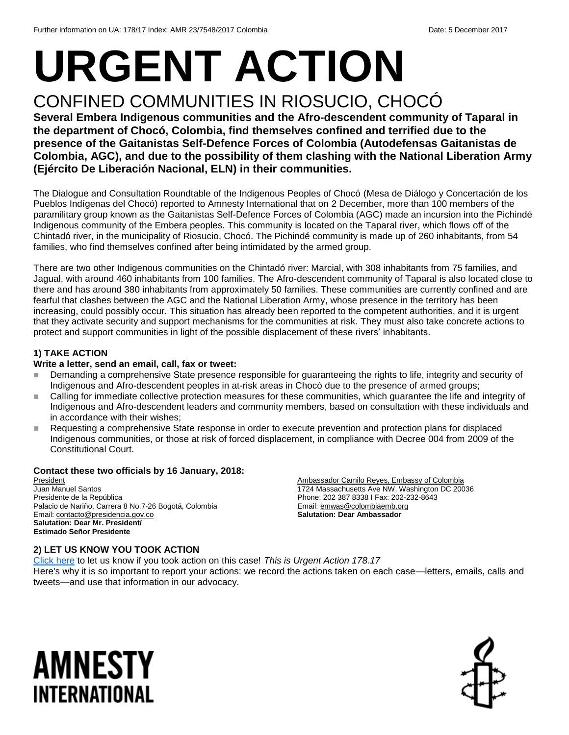Further information on UA: 178/17 Index: AMR 23/7548/2017 Colombia Date: 5 December 2017

# URGENT ACTION

## CONFINED COMMUNITIES IN RIOSUCIO, CHOCÓ

**Several Embera Indigenous communities and the Afro-descendent community of Taparal in the department of Chocó, Colombia, find themselves confined and terrified due to the presence of the Gaitanistas Self-Defence Forces of Colombia (Autodefensas Gaitanistas de Colombia, AGC), and due to the possibility of them clashing with the National Liberation Army (Ejército De Liberación Nacional, ELN) in their communities.**

The Dialogue and Consultation Roundtable of the Indigenous Peoples of Chocó (Mesa de Diálogo y Concertación de los Pueblos Indígenas del Chocó) reported to Amnesty International that on 2 December, more than 100 members of the paramilitary group known as the Gaitanistas Self-Defence Forces of Colombia (AGC) made an incursion into the Pichindé Indigenous community of the Embera peoples. This community is located on the Taparal river, which flows off of the Chintadó river, in the municipality of Riosucio, Chocó. The Pichindé community is made up of 260 inhabitants, from 54 families, who find themselves confined after being intimidated by the armed group.

There are two other Indigenous communities on the Chintadó river: Marcial, with 308 inhabitants from 75 families, and Jagual, with around 460 inhabitants from 100 families. The Afro-descendent community of Taparal is also located close to there and has around 380 inhabitants from approximately 50 families. These communities are currently confined and are fearful that clashes between the AGC and the National Liberation Army, whose presence in the territory has been increasing, could possibly occur. This situation has already been reported to the competent authorities, and it is urgent that they activate security and support mechanisms for the communities at risk. They must also take concrete actions to protect and support communities in light of the possible displacement of these rivers' inhabitants.

### 1) TAKE ACTION

**Write a letter, send an email, call, fax or tweet:**

- Demanding a comprehensive State presence responsible for guaranteeing the rights to life, integrity and security of Indigenous and Afro-descendent peoples in at-risk areas in Chocó due to the presence of armed groups;
- Calling for immediate collective protection measures for these communities, which guarantee the life and integrity of Indigenous and Afro-descendent leaders and community members, based on consultation with these individuals and in accordance with their wishes;
- Requesting a comprehensive State response in order to execute prevention and protection plans for displaced Indigenous communities, or those at risk of forced displacement, in compliance with Decree 004 from 2009 of the Constitutional Court.

**Contact these two officials by 16 January, 2018:**

President
Juan Manuel Santos
Presidente de la República
Palacio de Nariño, Carrera 8 No.7-26 Bogotá, Colombia
Email: contacto@presidencia.gov.co
**Salutation: Dear Mr. President/**
**Estimado Señor Presidente**

Ambassador Camilo Reyes, Embassy of Colombia
1724 Massachusetts Ave NW, Washington DC 20036
Phone: 202 387 8338 I Fax: 202-232-8643
Email: emwas@colombiaemb.org
**Salutation: Dear Ambassador**

### 2) LET US KNOW YOU TOOK ACTION

Click here to let us know if you took action on this case! *This is Urgent Action 178.17*
Here's why it is so important to report your actions: we record the actions taken on each case—letters, emails, calls and tweets—and use that information in our advocacy.

AMNESTY INTERNATIONAL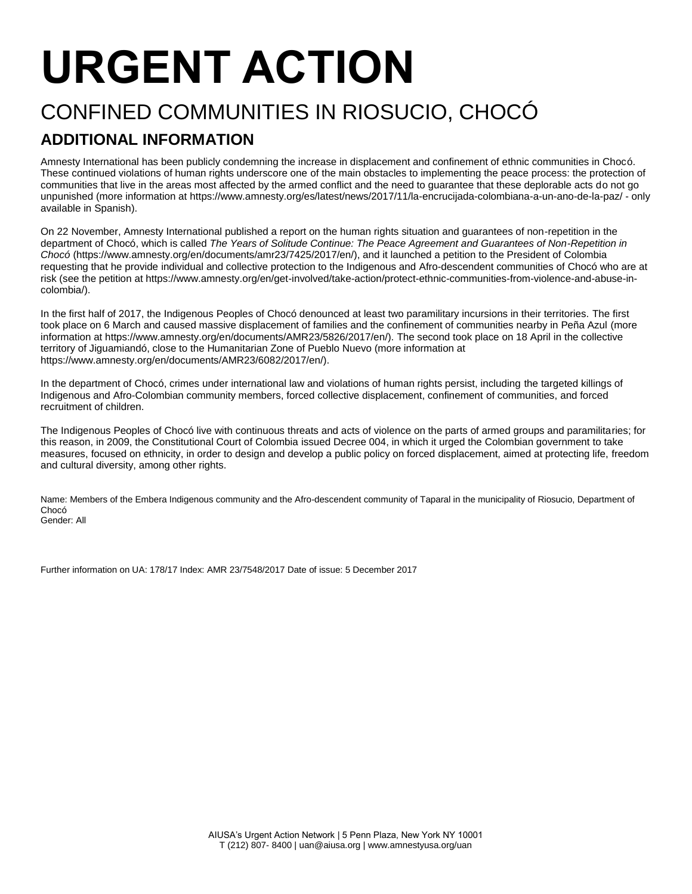// URGENT ACTION

## CONFINED COMMUNITIES IN RIOSUCIO, CHOCÓ

### ADDITIONAL INFORMATION

Amnesty International has been publicly condemning the increase in displacement and confinement of ethnic communities in Chocó. These continued violations of human rights underscore one of the main obstacles to implementing the peace process: the protection of communities that live in the areas most affected by the armed conflict and the need to guarantee that these deplorable acts do not go unpunished (more information at https://www.amnesty.org/es/latest/news/2017/11/la-encrucijada-colombiana-a-un-ano-de-la-paz/ - only available in Spanish).

On 22 November, Amnesty International published a report on the human rights situation and guarantees of non-repetition in the department of Chocó, which is called *The Years of Solitude Continue: The Peace Agreement and Guarantees of Non-Repetition in Chocó* (https://www.amnesty.org/en/documents/amr23/7425/2017/en/), and it launched a petition to the President of Colombia requesting that he provide individual and collective protection to the Indigenous and Afro-descendent communities of Chocó who are at risk (see the petition at https://www.amnesty.org/en/get-involved/take-action/protect-ethnic-communities-from-violence-and-abuse-in-colombia/).

In the first half of 2017, the Indigenous Peoples of Chocó denounced at least two paramilitary incursions in their territories. The first took place on 6 March and caused massive displacement of families and the confinement of communities nearby in Peña Azul (more information at https://www.amnesty.org/en/documents/AMR23/5826/2017/en/). The second took place on 18 April in the collective territory of Jiguamiandó, close to the Humanitarian Zone of Pueblo Nuevo (more information at https://www.amnesty.org/en/documents/AMR23/6082/2017/en/).

In the department of Chocó, crimes under international law and violations of human rights persist, including the targeted killings of Indigenous and Afro-Colombian community members, forced collective displacement, confinement of communities, and forced recruitment of children.

The Indigenous Peoples of Chocó live with continuous threats and acts of violence on the parts of armed groups and paramilitaries; for this reason, in 2009, the Constitutional Court of Colombia issued Decree 004, in which it urged the Colombian government to take measures, focused on ethnicity, in order to design and develop a public policy on forced displacement, aimed at protecting life, freedom and cultural diversity, among other rights.

Name: Members of the Embera Indigenous community and the Afro-descendent community of Taparal in the municipality of Riosucio, Department of Chocó
Gender: All

Further information on UA: 178/17 Index: AMR 23/7548/2017 Date of issue: 5 December 2017

AIUSA's Urgent Action Network | 5 Penn Plaza, New York NY 10001
T (212) 807- 8400 | uan@aiusa.org | www.amnestyusa.org/uan